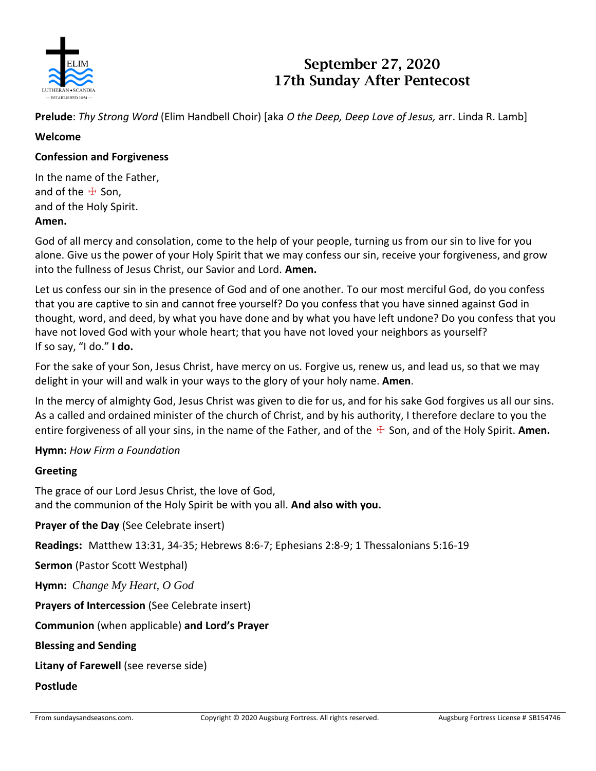# September 27, 2020
# 17th Sunday After Pentecost

**Prelude**: *Thy Strong Word* (Elim Handbell Choir) [aka *O the Deep, Deep Love of Jesus,* arr. Linda R. Lamb]

**Welcome**

**Confession and Forgiveness**

In the name of the Father,
and of the ☩ Son,
and of the Holy Spirit.
**Amen.**

God of all mercy and consolation, come to the help of your people, turning us from our sin to live for you alone. Give us the power of your Holy Spirit that we may confess our sin, receive your forgiveness, and grow into the fullness of Jesus Christ, our Savior and Lord. **Amen.**

Let us confess our sin in the presence of God and of one another. To our most merciful God, do you confess that you are captive to sin and cannot free yourself? Do you confess that you have sinned against God in thought, word, and deed, by what you have done and by what you have left undone? Do you confess that you have not loved God with your whole heart; that you have not loved your neighbors as yourself? If so say, "I do." **I do.**

For the sake of your Son, Jesus Christ, have mercy on us. Forgive us, renew us, and lead us, so that we may delight in your will and walk in your ways to the glory of your holy name. **Amen**.

In the mercy of almighty God, Jesus Christ was given to die for us, and for his sake God forgives us all our sins. As a called and ordained minister of the church of Christ, and by his authority, I therefore declare to you the entire forgiveness of all your sins, in the name of the Father, and of the ☩ Son, and of the Holy Spirit. **Amen.**

**Hymn:** *How Firm a Foundation*

**Greeting**

The grace of our Lord Jesus Christ, the love of God,
and the communion of the Holy Spirit be with you all. **And also with you.**

**Prayer of the Day** (See Celebrate insert)

**Readings:** Matthew 13:31, 34-35; Hebrews 8:6-7; Ephesians 2:8-9; 1 Thessalonians 5:16-19

**Sermon** (Pastor Scott Westphal)

**Hymn:** *Change My Heart, O God*

**Prayers of Intercession** (See Celebrate insert)

**Communion** (when applicable) **and Lord's Prayer**

**Blessing and Sending**

**Litany of Farewell** (see reverse side)

**Postlude**

From sundaysandseasons.com. Copyright © 2020 Augsburg Fortress. All rights reserved. Augsburg Fortress License # SB154746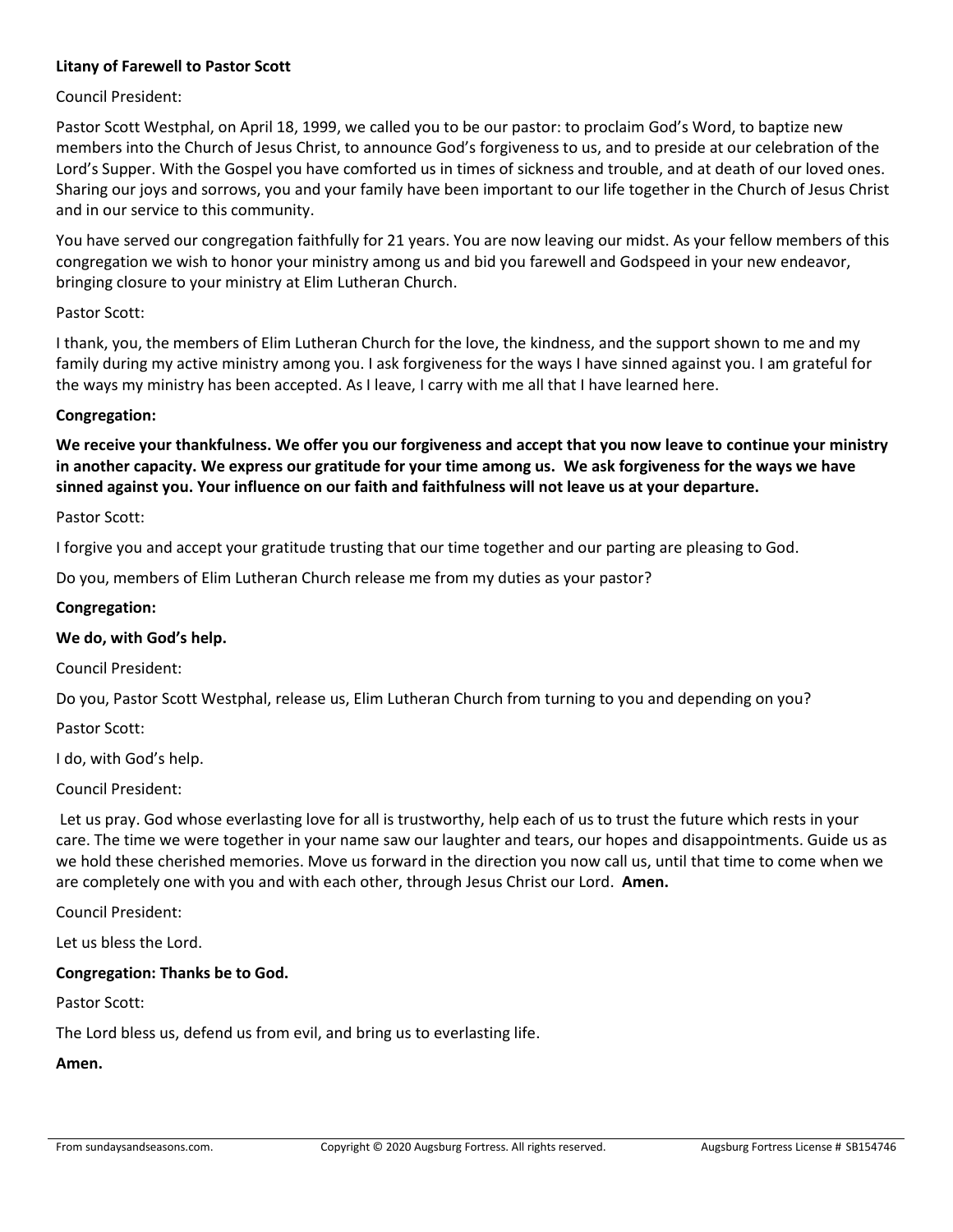**Litany of Farewell to Pastor Scott**

Council President:

Pastor Scott Westphal, on April 18, 1999, we called you to be our pastor: to proclaim God's Word, to baptize new members into the Church of Jesus Christ, to announce God's forgiveness to us, and to preside at our celebration of the Lord's Supper. With the Gospel you have comforted us in times of sickness and trouble, and at death of our loved ones. Sharing our joys and sorrows, you and your family have been important to our life together in the Church of Jesus Christ and in our service to this community.

You have served our congregation faithfully for 21 years. You are now leaving our midst. As your fellow members of this congregation we wish to honor your ministry among us and bid you farewell and Godspeed in your new endeavor, bringing closure to your ministry at Elim Lutheran Church.

Pastor Scott:

I thank, you, the members of Elim Lutheran Church for the love, the kindness, and the support shown to me and my family during my active ministry among you. I ask forgiveness for the ways I have sinned against you. I am grateful for the ways my ministry has been accepted. As I leave, I carry with me all that I have learned here.

**Congregation:**

**We receive your thankfulness. We offer you our forgiveness and accept that you now leave to continue your ministry in another capacity. We express our gratitude for your time among us. We ask forgiveness for the ways we have sinned against you. Your influence on our faith and faithfulness will not leave us at your departure.**

Pastor Scott:

I forgive you and accept your gratitude trusting that our time together and our parting are pleasing to God.

Do you, members of Elim Lutheran Church release me from my duties as your pastor?

**Congregation:**

**We do, with God's help.**

Council President:

Do you, Pastor Scott Westphal, release us, Elim Lutheran Church from turning to you and depending on you?

Pastor Scott:

I do, with God's help.

Council President:

Let us pray. God whose everlasting love for all is trustworthy, help each of us to trust the future which rests in your care. The time we were together in your name saw our laughter and tears, our hopes and disappointments. Guide us as we hold these cherished memories. Move us forward in the direction you now call us, until that time to come when we are completely one with you and with each other, through Jesus Christ our Lord. **Amen.**

Council President:

Let us bless the Lord.

**Congregation: Thanks be to God.**

Pastor Scott:

The Lord bless us, defend us from evil, and bring us to everlasting life.

**Amen.**

From sundaysandseasons.com. Copyright © 2020 Augsburg Fortress. All rights reserved. Augsburg Fortress License # SB154746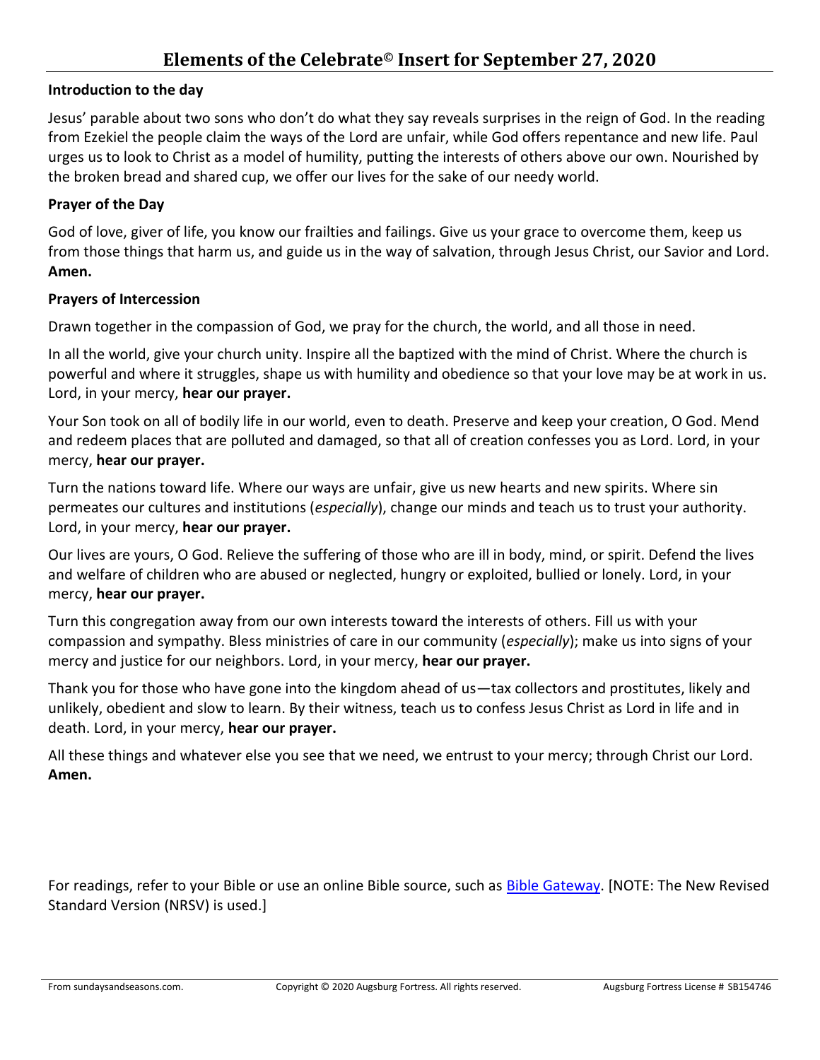# Elements of the Celebrate© Insert for September 27, 2020

**Introduction to the day**

Jesus' parable about two sons who don't do what they say reveals surprises in the reign of God. In the reading from Ezekiel the people claim the ways of the Lord are unfair, while God offers repentance and new life. Paul urges us to look to Christ as a model of humility, putting the interests of others above our own. Nourished by the broken bread and shared cup, we offer our lives for the sake of our needy world.

**Prayer of the Day**

God of love, giver of life, you know our frailties and failings. Give us your grace to overcome them, keep us from those things that harm us, and guide us in the way of salvation, through Jesus Christ, our Savior and Lord. **Amen.**

**Prayers of Intercession**

Drawn together in the compassion of God, we pray for the church, the world, and all those in need.

In all the world, give your church unity. Inspire all the baptized with the mind of Christ. Where the church is powerful and where it struggles, shape us with humility and obedience so that your love may be at work in us. Lord, in your mercy, **hear our prayer.**

Your Son took on all of bodily life in our world, even to death. Preserve and keep your creation, O God. Mend and redeem places that are polluted and damaged, so that all of creation confesses you as Lord. Lord, in your mercy, **hear our prayer.**

Turn the nations toward life. Where our ways are unfair, give us new hearts and new spirits. Where sin permeates our cultures and institutions (*especially*), change our minds and teach us to trust your authority. Lord, in your mercy, **hear our prayer.**

Our lives are yours, O God. Relieve the suffering of those who are ill in body, mind, or spirit. Defend the lives and welfare of children who are abused or neglected, hungry or exploited, bullied or lonely. Lord, in your mercy, **hear our prayer.**

Turn this congregation away from our own interests toward the interests of others. Fill us with your compassion and sympathy. Bless ministries of care in our community (*especially*); make us into signs of your mercy and justice for our neighbors. Lord, in your mercy, **hear our prayer.**

Thank you for those who have gone into the kingdom ahead of us—tax collectors and prostitutes, likely and unlikely, obedient and slow to learn. By their witness, teach us to confess Jesus Christ as Lord in life and in death. Lord, in your mercy, **hear our prayer.**

All these things and whatever else you see that we need, we entrust to your mercy; through Christ our Lord. **Amen.**

For readings, refer to your Bible or use an online Bible source, such as Bible Gateway. [NOTE: The New Revised Standard Version (NRSV) is used.]